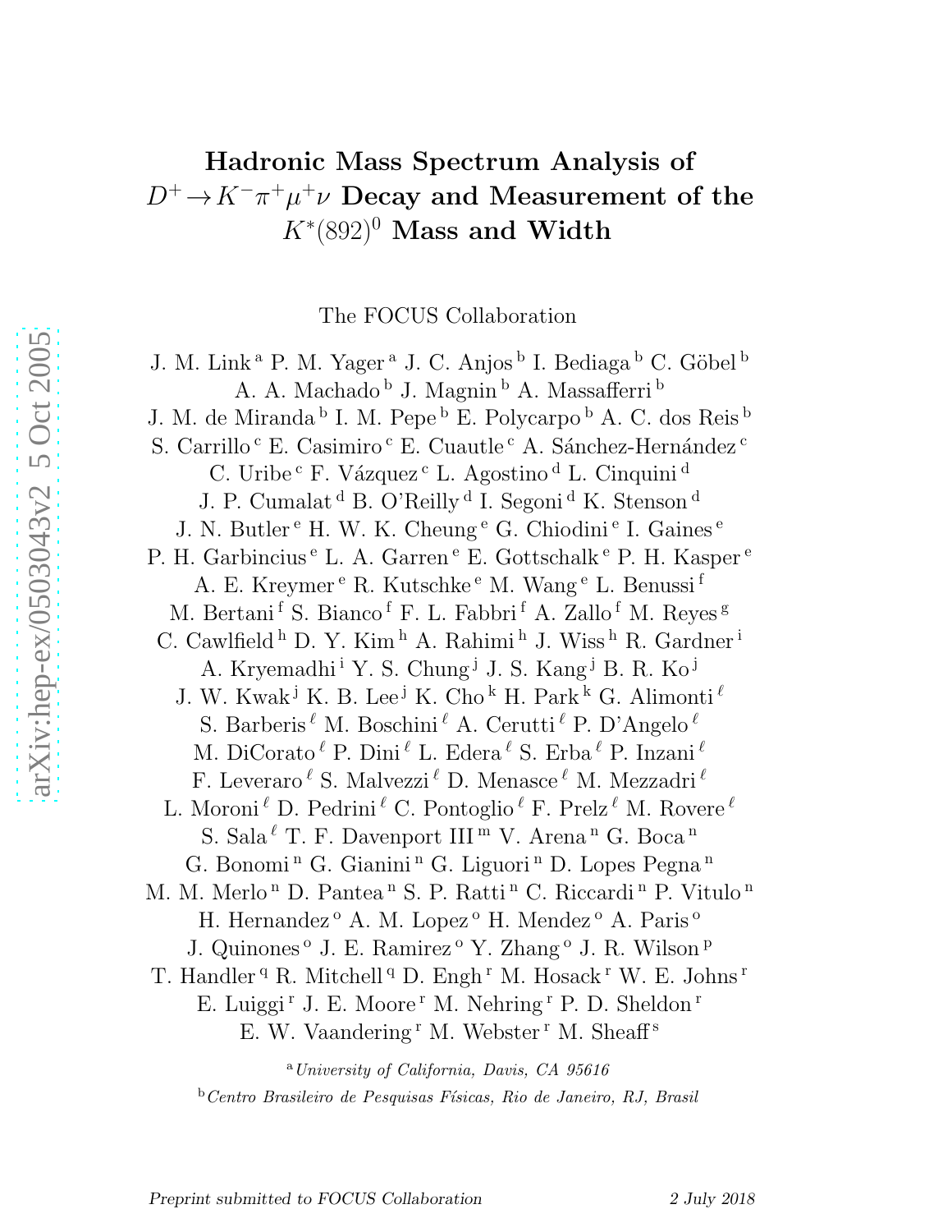# Hadronic Mass Spectrum Analysis of $D^+ \to K^-\pi^+\mu^+\nu$ Decay and Measurement of the $K^*(892)^0$ Mass and Width

The FOCUS Collaboration

J. M. Link [a] P. M. Yager [a] J. C. Anjos [b] I. Bediaga [b] C. Göbel [b] A. A. Machado [b] J. Magnin [b] A. Massafferri [b] J. M. de Miranda [b] I. M. Pepe [b] E. Polycarpo [b] A. C. dos Reis [b] S. Carrillo [c] E. Casimiro [c] E. Cuautle [c] A. Sánchez-Hernández [c] C. Uribe [c] F. Vázquez [c] L. Agostino [d] L. Cinquini [d] J. P. Cumalat [d] B. O'Reilly [d] I. Segoni [d] K. Stenson [d] J. N. Butler [e] H. W. K. Cheung [e] G. Chiodini [e] I. Gaines [e] P. H. Garbincius [e] L. A. Garren [e] E. Gottschalk [e] P. H. Kasper [e] A. E. Kreymer [e] R. Kutschke [e] M. Wang [e] L. Benussi [f] M. Bertani [f] S. Bianco [f] F. L. Fabbri [f] A. Zallo [f] M. Reyes [g] C. Cawlfield [h] D. Y. Kim [h] A. Rahimi [h] J. Wiss [h] R. Gardner [i] A. Kryemadhi [i] Y. S. Chung [j] J. S. Kang [j] B. R. Ko [j] J. W. Kwak [j] K. B. Lee [j] K. Cho [k] H. Park [k] G. Alimonti [ℓ] S. Barberis [ℓ] M. Boschini [ℓ] A. Cerutti [ℓ] P. D'Angelo [ℓ] M. DiCorato [ℓ] P. Dini [ℓ] L. Edera [ℓ] S. Erba [ℓ] P. Inzani [ℓ] F. Leveraro [ℓ] S. Malvezzi [ℓ] D. Menasce [ℓ] M. Mezzadri [ℓ] L. Moroni [ℓ] D. Pedrini [ℓ] C. Pontoglio [ℓ] F. Prelz [ℓ] M. Rovere [ℓ] S. Sala [ℓ] T. F. Davenport III [m] V. Arena [n] G. Boca [n] G. Bonomi [n] G. Gianini [n] G. Liguori [n] D. Lopes Pegna [n] M. M. Merlo [n] D. Pantea [n] S. P. Ratti [n] C. Riccardi [n] P. Vitulo [n] H. Hernandez [o] A. M. Lopez [o] H. Mendez [o] A. Paris [o] J. Quinones [o] J. E. Ramirez [o] Y. Zhang [o] J. R. Wilson [p] T. Handler [q] R. Mitchell [q] D. Engh [r] M. Hosack [r] W. E. Johns [r] E. Luiggi [r] J. E. Moore [r] M. Nehring [r] P. D. Sheldon [r] E. W. Vaandering [r] M. Webster [r] M. Sheaff [s]

[a] *University of California, Davis, CA 95616*

[b] *Centro Brasileiro de Pesquisas Físicas, Rio de Janeiro, RJ, Brasil*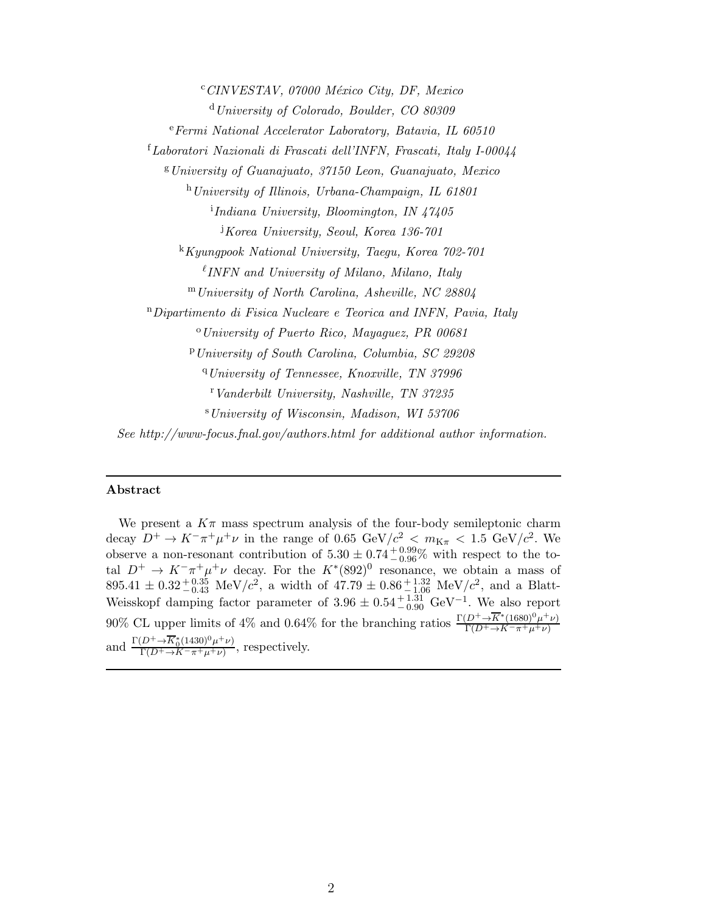[c] *CINVESTAV, 07000 México City, DF, Mexico*

[d] *University of Colorado, Boulder, CO 80309*

[e] *Fermi National Accelerator Laboratory, Batavia, IL 60510*

[f] *Laboratori Nazionali di Frascati dell'INFN, Frascati, Italy I-00044*

[g] *University of Guanajuato, 37150 Leon, Guanajuato, Mexico*

[h] *University of Illinois, Urbana-Champaign, IL 61801*

[i] *Indiana University, Bloomington, IN 47405*

[j] *Korea University, Seoul, Korea 136-701*

[k] *Kyungpook National University, Taegu, Korea 702-701*

[ℓ] *INFN and University of Milano, Milano, Italy*

[m] *University of North Carolina, Asheville, NC 28804*

[n] *Dipartimento di Fisica Nucleare e Teorica and INFN, Pavia, Italy*

[o] *University of Puerto Rico, Mayaguez, PR 00681*

[p] *University of South Carolina, Columbia, SC 29208*

[q] *University of Tennessee, Knoxville, TN 37996*

[r] *Vanderbilt University, Nashville, TN 37235*

[s] *University of Wisconsin, Madison, WI 53706*

*See http://www-focus.fnal.gov/authors.html for additional author information.*

---

**Abstract**

We present a $K\pi$ mass spectrum analysis of the four-body semileptonic charm decay $D^+ \to K^-\pi^+\mu^+\nu$ in the range of $0.65\ \mathrm{GeV}/c^2 < m_{K\pi} < 1.5\ \mathrm{GeV}/c^2$. We observe a non-resonant contribution of $5.30 \pm 0.74\,^{+\,0.99}_{-\,0.96}\%$ with respect to the total $D^+ \to K^-\pi^+\mu^+\nu$ decay. For the $K^*(892)^0$ resonance, we obtain a mass of $895.41 \pm 0.32\,^{+\,0.35}_{-\,0.43}$ MeV/$c^2$, a width of $47.79 \pm 0.86\,^{+\,1.32}_{-\,1.06}$ MeV/$c^2$, and a Blatt-Weisskopf damping factor parameter of $3.96 \pm 0.54\,^{+\,1.31}_{-\,0.90}$ GeV$^{-1}$. We also report 90% CL upper limits of 4% and 0.64% for the branching ratios $\frac{\Gamma(D^+ \to \overline{K}^*(1680)^0\mu^+\nu)}{\Gamma(D^+ \to K^-\pi^+\mu^+\nu)}$ and $\frac{\Gamma(D^+ \to \overline{K}^*_0(1430)^0\mu^+\nu)}{\Gamma(D^+ \to K^-\pi^+\mu^+\nu)}$, respectively.

---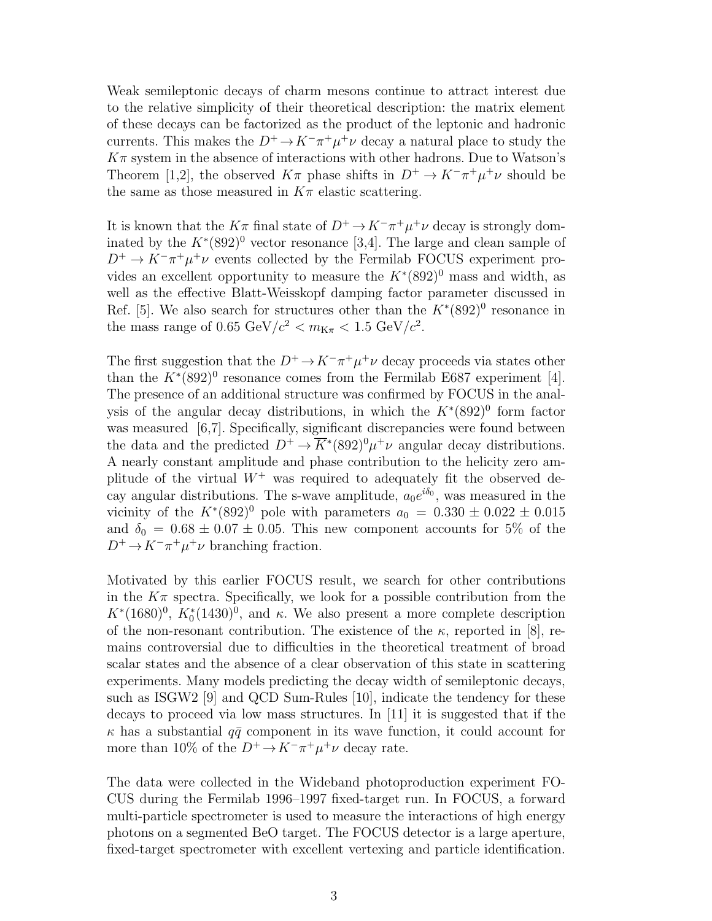Weak semileptonic decays of charm mesons continue to attract interest due to the relative simplicity of their theoretical description: the matrix element of these decays can be factorized as the product of the leptonic and hadronic currents. This makes the $D^+ \to K^-\pi^+\mu^+\nu$ decay a natural place to study the $K\pi$ system in the absence of interactions with other hadrons. Due to Watson's Theorem [1,2], the observed $K\pi$ phase shifts in $D^+ \to K^-\pi^+\mu^+\nu$ should be the same as those measured in $K\pi$ elastic scattering.

It is known that the $K\pi$ final state of $D^+ \to K^-\pi^+\mu^+\nu$ decay is strongly dominated by the $K^*(892)^0$ vector resonance [3,4]. The large and clean sample of $D^+ \to K^-\pi^+\mu^+\nu$ events collected by the Fermilab FOCUS experiment provides an excellent opportunity to measure the $K^*(892)^0$ mass and width, as well as the effective Blatt-Weisskopf damping factor parameter discussed in Ref. [5]. We also search for structures other than the $K^*(892)^0$ resonance in the mass range of $0.65\ \mathrm{GeV}/c^2 < m_{\mathrm{K}\pi} < 1.5\ \mathrm{GeV}/c^2$.

The first suggestion that the $D^+ \to K^-\pi^+\mu^+\nu$ decay proceeds via states other than the $K^*(892)^0$ resonance comes from the Fermilab E687 experiment [4]. The presence of an additional structure was confirmed by FOCUS in the analysis of the angular decay distributions, in which the $K^*(892)^0$ form factor was measured [6,7]. Specifically, significant discrepancies were found between the data and the predicted $D^+ \to \overline{K}^*(892)^0\mu^+\nu$ angular decay distributions. A nearly constant amplitude and phase contribution to the helicity zero amplitude of the virtual $W^+$ was required to adequately fit the observed decay angular distributions. The s-wave amplitude, $a_0 e^{i\delta_0}$, was measured in the vicinity of the $K^*(892)^0$ pole with parameters $a_0 = 0.330 \pm 0.022 \pm 0.015$ and $\delta_0 = 0.68 \pm 0.07 \pm 0.05$. This new component accounts for 5% of the $D^+ \to K^-\pi^+\mu^+\nu$ branching fraction.

Motivated by this earlier FOCUS result, we search for other contributions in the $K\pi$ spectra. Specifically, we look for a possible contribution from the $K^*(1680)^0$, $K_0^*(1430)^0$, and $\kappa$. We also present a more complete description of the non-resonant contribution. The existence of the $\kappa$, reported in [8], remains controversial due to difficulties in the theoretical treatment of broad scalar states and the absence of a clear observation of this state in scattering experiments. Many models predicting the decay width of semileptonic decays, such as ISGW2 [9] and QCD Sum-Rules [10], indicate the tendency for these decays to proceed via low mass structures. In [11] it is suggested that if the $\kappa$ has a substantial $q\bar{q}$ component in its wave function, it could account for more than 10% of the $D^+ \to K^-\pi^+\mu^+\nu$ decay rate.

The data were collected in the Wideband photoproduction experiment FOCUS during the Fermilab 1996–1997 fixed-target run. In FOCUS, a forward multi-particle spectrometer is used to measure the interactions of high energy photons on a segmented BeO target. The FOCUS detector is a large aperture, fixed-target spectrometer with excellent vertexing and particle identification.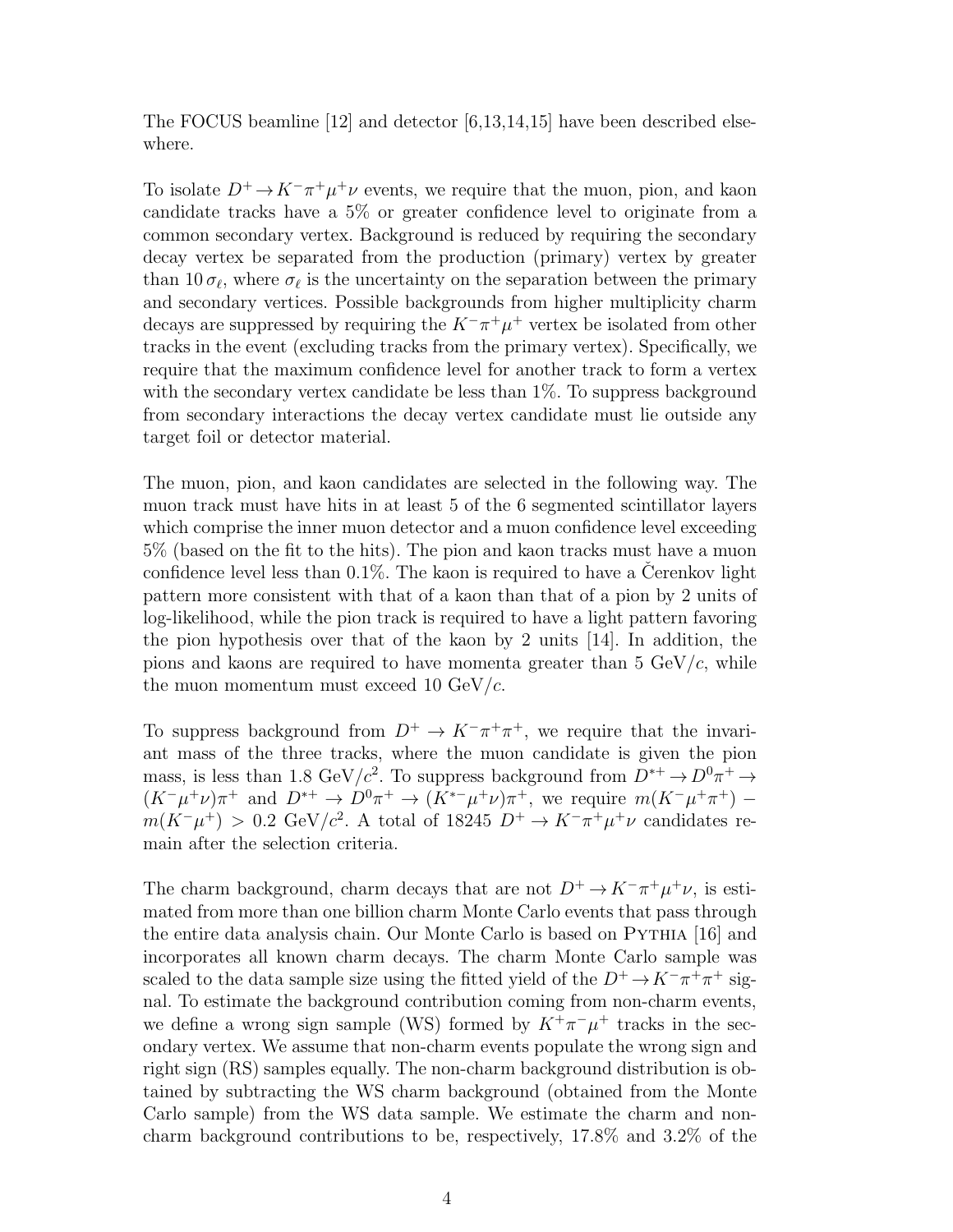The FOCUS beamline [12] and detector [6,13,14,15] have been described elsewhere.

To isolate $D^+ \to K^-\pi^+\mu^+\nu$ events, we require that the muon, pion, and kaon candidate tracks have a 5% or greater confidence level to originate from a common secondary vertex. Background is reduced by requiring the secondary decay vertex be separated from the production (primary) vertex by greater than $10\,\sigma_\ell$, where $\sigma_\ell$ is the uncertainty on the separation between the primary and secondary vertices. Possible backgrounds from higher multiplicity charm decays are suppressed by requiring the $K^-\pi^+\mu^+$ vertex be isolated from other tracks in the event (excluding tracks from the primary vertex). Specifically, we require that the maximum confidence level for another track to form a vertex with the secondary vertex candidate be less than 1%. To suppress background from secondary interactions the decay vertex candidate must lie outside any target foil or detector material.

The muon, pion, and kaon candidates are selected in the following way. The muon track must have hits in at least 5 of the 6 segmented scintillator layers which comprise the inner muon detector and a muon confidence level exceeding 5% (based on the fit to the hits). The pion and kaon tracks must have a muon confidence level less than 0.1%. The kaon is required to have a Čerenkov light pattern more consistent with that of a kaon than that of a pion by 2 units of log-likelihood, while the pion track is required to have a light pattern favoring the pion hypothesis over that of the kaon by 2 units [14]. In addition, the pions and kaons are required to have momenta greater than 5 GeV/$c$, while the muon momentum must exceed 10 GeV/$c$.

To suppress background from $D^+ \to K^-\pi^+\pi^+$, we require that the invariant mass of the three tracks, where the muon candidate is given the pion mass, is less than 1.8 GeV/$c^2$. To suppress background from $D^{*+} \to D^0\pi^+ \to (K^-\mu^+\nu)\pi^+$ and $D^{*+} \to D^0\pi^+ \to (K^{*-}\mu^+\nu)\pi^+$, we require $m(K^-\mu^+\pi^+) - m(K^-\mu^+) > 0.2$ GeV/$c^2$. A total of 18245 $D^+ \to K^-\pi^+\mu^+\nu$ candidates remain after the selection criteria.

The charm background, charm decays that are not $D^+ \to K^-\pi^+\mu^+\nu$, is estimated from more than one billion charm Monte Carlo events that pass through the entire data analysis chain. Our Monte Carlo is based on Pythia [16] and incorporates all known charm decays. The charm Monte Carlo sample was scaled to the data sample size using the fitted yield of the $D^+ \to K^-\pi^+\pi^+$ signal. To estimate the background contribution coming from non-charm events, we define a wrong sign sample (WS) formed by $K^+\pi^-\mu^+$ tracks in the secondary vertex. We assume that non-charm events populate the wrong sign and right sign (RS) samples equally. The non-charm background distribution is obtained by subtracting the WS charm background (obtained from the Monte Carlo sample) from the WS data sample. We estimate the charm and non-charm background contributions to be, respectively, 17.8% and 3.2% of the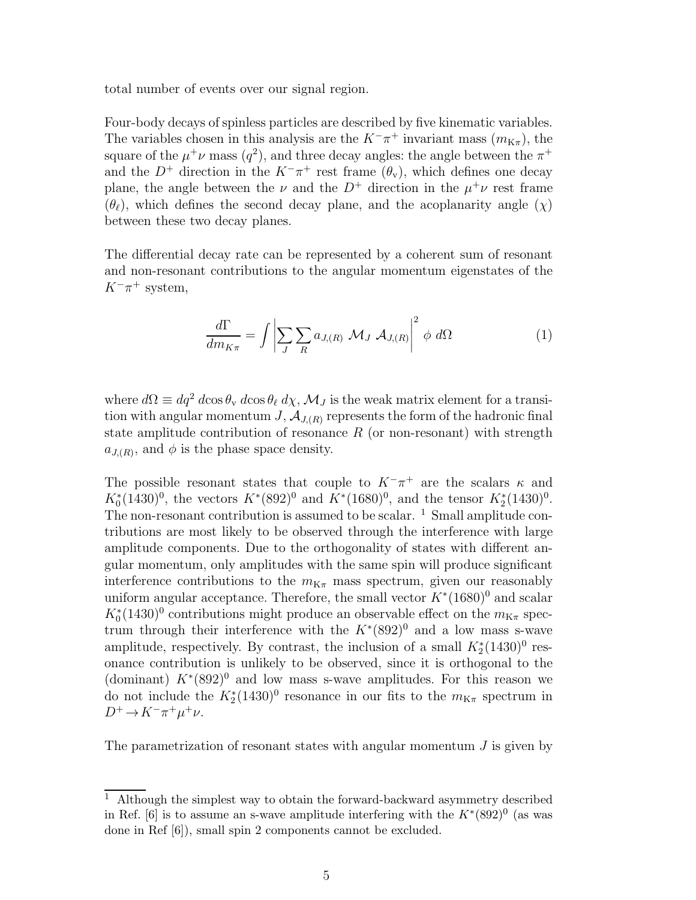total number of events over our signal region.

Four-body decays of spinless particles are described by five kinematic variables. The variables chosen in this analysis are the $K^-\pi^+$ invariant mass ($m_{\mathrm{K}\pi}$), the square of the $\mu^+\nu$ mass ($q^2$), and three decay angles: the angle between the $\pi^+$ and the $D^+$ direction in the $K^-\pi^+$ rest frame ($\theta_{\mathrm{v}}$), which defines one decay plane, the angle between the $\nu$ and the $D^+$ direction in the $\mu^+\nu$ rest frame ($\theta_\ell$), which defines the second decay plane, and the acoplanarity angle ($\chi$) between these two decay planes.

The differential decay rate can be represented by a coherent sum of resonant and non-resonant contributions to the angular momentum eigenstates of the $K^-\pi^+$ system,

$$\frac{d\Gamma}{dm_{K\pi}} = \int \left| \sum_J \sum_R a_{J,(R)} \; \mathcal{M}_J \; \mathcal{A}_{J,(R)} \right|^2 \; \phi \; d\Omega \tag{1}$$

where $d\Omega \equiv dq^2 \, d\!\cos\theta_{\mathrm{v}} \, d\!\cos\theta_\ell \, d\chi$, $\mathcal{M}_J$ is the weak matrix element for a transition with angular momentum $J$, $\mathcal{A}_{J,(R)}$ represents the form of the hadronic final state amplitude contribution of resonance $R$ (or non-resonant) with strength $a_{J,(R)}$, and $\phi$ is the phase space density.

The possible resonant states that couple to $K^-\pi^+$ are the scalars $\kappa$ and $K^*_0(1430)^0$, the vectors $K^*(892)^0$ and $K^*(1680)^0$, and the tensor $K^*_2(1430)^0$. The non-resonant contribution is assumed to be scalar. [1] Small amplitude contributions are most likely to be observed through the interference with large amplitude components. Due to the orthogonality of states with different angular momentum, only amplitudes with the same spin will produce significant interference contributions to the $m_{\mathrm{K}\pi}$ mass spectrum, given our reasonably uniform angular acceptance. Therefore, the small vector $K^*(1680)^0$ and scalar $K^*_0(1430)^0$ contributions might produce an observable effect on the $m_{\mathrm{K}\pi}$ spectrum through their interference with the $K^*(892)^0$ and a low mass s-wave amplitude, respectively. By contrast, the inclusion of a small $K^*_2(1430)^0$ resonance contribution is unlikely to be observed, since it is orthogonal to the (dominant) $K^*(892)^0$ and low mass s-wave amplitudes. For this reason we do not include the $K^*_2(1430)^0$ resonance in our fits to the $m_{\mathrm{K}\pi}$ spectrum in $D^+ \to K^-\pi^+\mu^+\nu$.

The parametrization of resonant states with angular momentum $J$ is given by

[1] Although the simplest way to obtain the forward-backward asymmetry described in Ref. [6] is to assume an s-wave amplitude interfering with the $K^*(892)^0$ (as was done in Ref [6]), small spin 2 components cannot be excluded.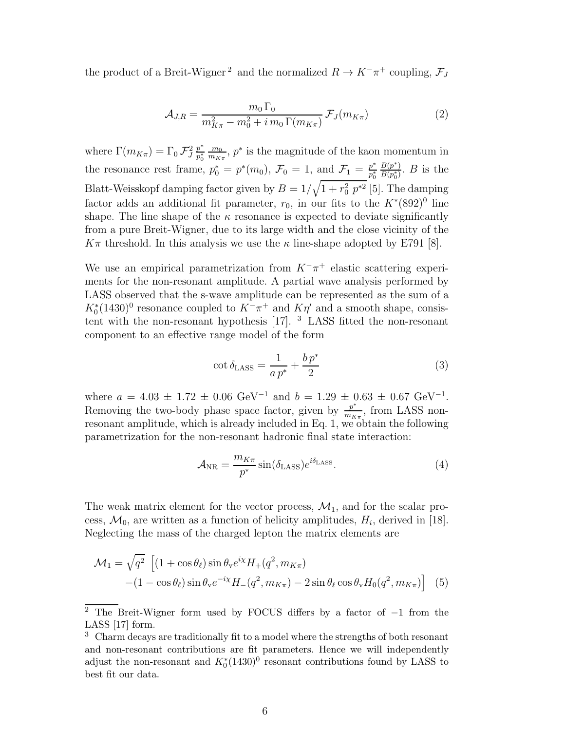the product of a Breit-Wigner [2] and the normalized $R \to K^- \pi^+$ coupling, $\mathcal{F}_J$

$$\mathcal{A}_{J,R} = \frac{m_0 \, \Gamma_0}{m_{K\pi}^2 - m_0^2 + i \, m_0 \, \Gamma(m_{K\pi})} \, \mathcal{F}_J(m_{K\pi}) \tag{2}$$

where $\Gamma(m_{K\pi}) = \Gamma_0 \, \mathcal{F}_J^2 \, \frac{p^*}{p_0^*} \, \frac{m_0}{m_{K\pi}}$, $p^*$ is the magnitude of the kaon momentum in the resonance rest frame, $p_0^* = p^*(m_0)$, $\mathcal{F}_0 = 1$, and $\mathcal{F}_1 = \frac{p^*}{p_0^*} \, \frac{B(p^*)}{B(p_0^*)}$. $B$ is the Blatt-Weisskopf damping factor given by $B = 1/\sqrt{1 + r_0^2 \, p^{*2}}$ [5]. The damping factor adds an additional fit parameter, $r_0$, in our fits to the $K^*(892)^0$ line shape. The line shape of the $\kappa$ resonance is expected to deviate significantly from a pure Breit-Wigner, due to its large width and the close vicinity of the $K\pi$ threshold. In this analysis we use the $\kappa$ line-shape adopted by E791 [8].

We use an empirical parametrization from $K^-\pi^+$ elastic scattering experiments for the non-resonant amplitude. A partial wave analysis performed by LASS observed that the s-wave amplitude can be represented as the sum of a $K_0^*(1430)^0$ resonance coupled to $K^-\pi^+$ and $K\eta'$ and a smooth shape, consistent with the non-resonant hypothesis [17]. [3] LASS fitted the non-resonant component to an effective range model of the form

$$\cot \delta_{\mathrm{LASS}} = \frac{1}{a \, p^*} + \frac{b \, p^*}{2} \tag{3}$$

where $a = 4.03 \pm 1.72 \pm 0.06$ GeV$^{-1}$ and $b = 1.29 \pm 0.63 \pm 0.67$ GeV$^{-1}$. Removing the two-body phase space factor, given by $\frac{p^*}{m_{K\pi}}$, from LASS non-resonant amplitude, which is already included in Eq. 1, we obtain the following parametrization for the non-resonant hadronic final state interaction:

$$\mathcal{A}_{\mathrm{NR}} = \frac{m_{K\pi}}{p^*} \sin(\delta_{\mathrm{LASS}}) e^{i\delta_{\mathrm{LASS}}}. \tag{4}$$

The weak matrix element for the vector process, $\mathcal{M}_1$, and for the scalar process, $\mathcal{M}_0$, are written as a function of helicity amplitudes, $H_i$, derived in [18]. Neglecting the mass of the charged lepton the matrix elements are

$$\begin{aligned}\mathcal{M}_1 = \sqrt{q^2} \; \Big[ &(1 + \cos\theta_\ell) \sin\theta_{\mathrm{v}} e^{i\chi} H_+(q^2, m_{K\pi}) \\ &-(1 - \cos\theta_\ell) \sin\theta_{\mathrm{v}} e^{-i\chi} H_-(q^2, m_{K\pi}) - 2 \sin\theta_\ell \cos\theta_{\mathrm{v}} H_0(q^2, m_{K\pi}) \Big]\end{aligned} \tag{5}$$

---

[2] The Breit-Wigner form used by FOCUS differs by a factor of $-1$ from the LASS [17] form.

[3] Charm decays are traditionally fit to a model where the strengths of both resonant and non-resonant contributions are fit parameters. Hence we will independently adjust the non-resonant and $K_0^*(1430)^0$ resonant contributions found by LASS to best fit our data.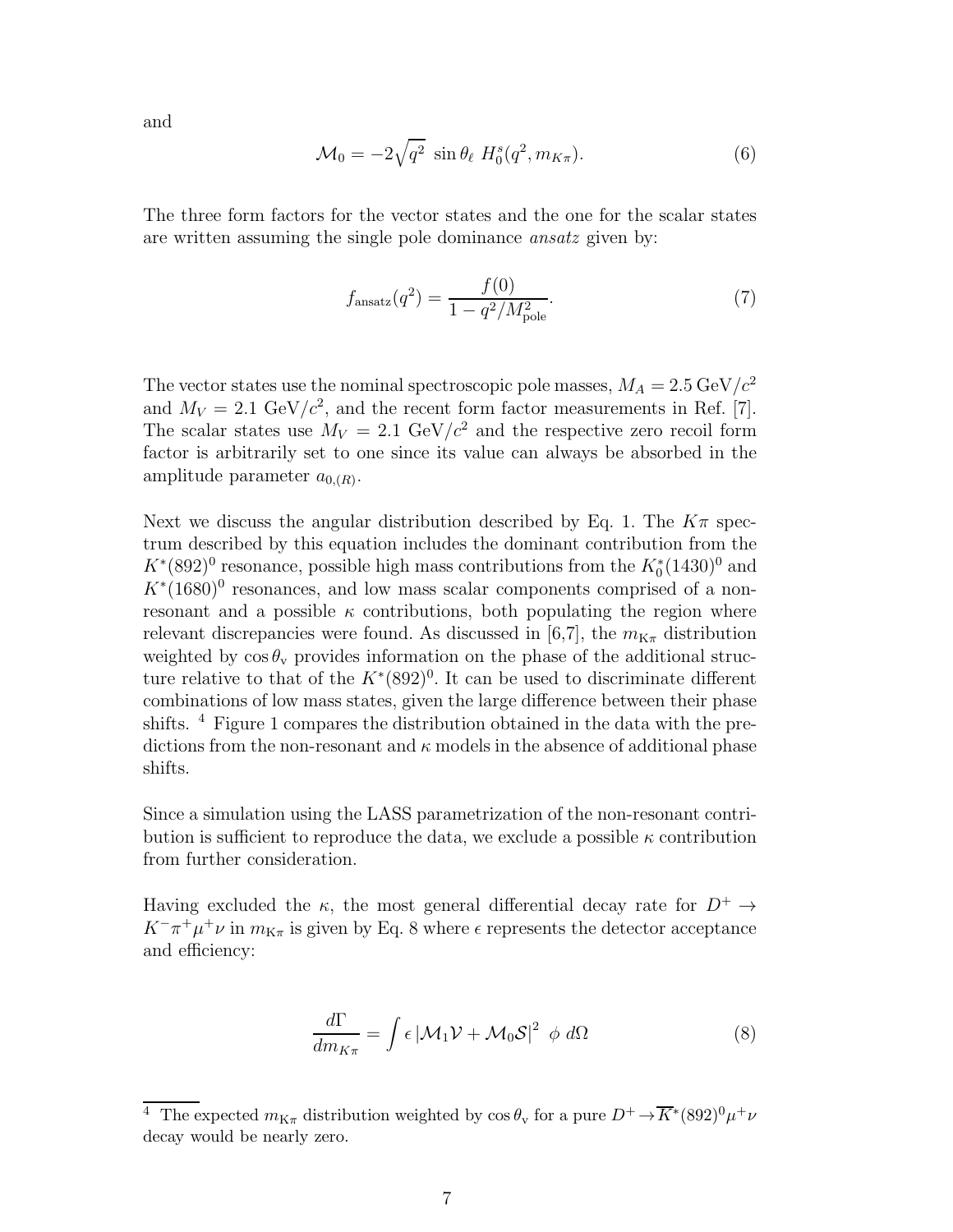and

$$\mathcal{M}_0 = -2\sqrt{q^2}\ \sin\theta_\ell\ H_0^s(q^2, m_{K\pi}). \tag{6}$$

The three form factors for the vector states and the one for the scalar states are written assuming the single pole dominance *ansatz* given by:

$$f_{\text{ansatz}}(q^2) = \frac{f(0)}{1 - q^2/M_{\text{pole}}^2}. \tag{7}$$

The vector states use the nominal spectroscopic pole masses, $M_A = 2.5\ \text{GeV}/c^2$ and $M_V = 2.1\ \text{GeV}/c^2$, and the recent form factor measurements in Ref. [7]. The scalar states use $M_V = 2.1\ \text{GeV}/c^2$ and the respective zero recoil form factor is arbitrarily set to one since its value can always be absorbed in the amplitude parameter $a_{0,(R)}$.

Next we discuss the angular distribution described by Eq. 1. The $K\pi$ spectrum described by this equation includes the dominant contribution from the $K^*(892)^0$ resonance, possible high mass contributions from the $K_0^*(1430)^0$ and $K^*(1680)^0$ resonances, and low mass scalar components comprised of a non-resonant and a possible $\kappa$ contributions, both populating the region where relevant discrepancies were found. As discussed in [6,7], the $m_{\text{K}\pi}$ distribution weighted by $\cos\theta_{\text{v}}$ provides information on the phase of the additional structure relative to that of the $K^*(892)^0$. It can be used to discriminate different combinations of low mass states, given the large difference between their phase shifts. [4] Figure 1 compares the distribution obtained in the data with the predictions from the non-resonant and $\kappa$ models in the absence of additional phase shifts.

Since a simulation using the LASS parametrization of the non-resonant contribution is sufficient to reproduce the data, we exclude a possible $\kappa$ contribution from further consideration.

Having excluded the $\kappa$, the most general differential decay rate for $D^+ \to K^-\pi^+\mu^+\nu$ in $m_{\text{K}\pi}$ is given by Eq. 8 where $\epsilon$ represents the detector acceptance and efficiency:

$$\frac{d\Gamma}{dm_{K\pi}} = \int \epsilon \left|\mathcal{M}_1\mathcal{V} + \mathcal{M}_0\mathcal{S}\right|^2\ \phi\ d\Omega \tag{8}$$

[4] The expected $m_{\text{K}\pi}$ distribution weighted by $\cos\theta_{\text{v}}$ for a pure $D^+ \to \overline{K}^*(892)^0\mu^+\nu$ decay would be nearly zero.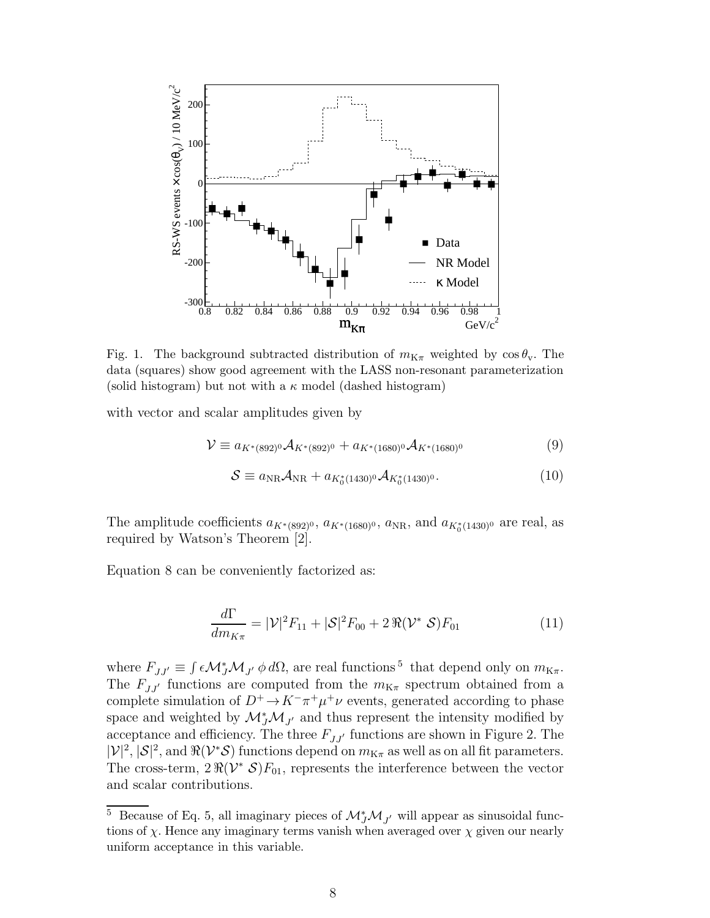Fig. 1. The background subtracted distribution of $m_{K\pi}$ weighted by $\cos\theta_v$. The data (squares) show good agreement with the LASS non-resonant parameterization (solid histogram) but not with a $\kappa$ model (dashed histogram)

with vector and scalar amplitudes given by

$$\mathcal{V} \equiv a_{K^*(892)^0}\mathcal{A}_{K^*(892)^0} + a_{K^*(1680)^0}\mathcal{A}_{K^*(1680)^0} \tag{9}$$

$$\mathcal{S} \equiv a_{\rm NR}\mathcal{A}_{\rm NR} + a_{K_0^*(1430)^0}\mathcal{A}_{K_0^*(1430)^0}. \tag{10}$$

The amplitude coefficients $a_{K^*(892)^0}$, $a_{K^*(1680)^0}$, $a_{\rm NR}$, and $a_{K_0^*(1430)^0}$ are real, as required by Watson's Theorem [2].

Equation 8 can be conveniently factorized as:

$$\frac{d\Gamma}{dm_{K\pi}} = |\mathcal{V}|^2 F_{11} + |\mathcal{S}|^2 F_{00} + 2\,\Re(\mathcal{V}^*\,\mathcal{S})F_{01} \tag{11}$$

where $F_{JJ'} \equiv \int \epsilon \mathcal{M}_J^* \mathcal{M}_{J'}\,\phi\,d\Omega$, are real functions [5] that depend only on $m_{K\pi}$. The $F_{JJ'}$ functions are computed from the $m_{K\pi}$ spectrum obtained from a complete simulation of $D^+ \to K^-\pi^+\mu^+\nu$ events, generated according to phase space and weighted by $\mathcal{M}_J^*\mathcal{M}_{J'}$ and thus represent the intensity modified by acceptance and efficiency. The three $F_{JJ'}$ functions are shown in Figure 2. The $|\mathcal{V}|^2$, $|\mathcal{S}|^2$, and $\Re(\mathcal{V}^*\mathcal{S})$ functions depend on $m_{K\pi}$ as well as on all fit parameters. The cross-term, $2\,\Re(\mathcal{V}^*\,\mathcal{S})F_{01}$, represents the interference between the vector and scalar contributions.

[5] Because of Eq. 5, all imaginary pieces of $\mathcal{M}_J^*\mathcal{M}_{J'}$ will appear as sinusoidal functions of $\chi$. Hence any imaginary terms vanish when averaged over $\chi$ given our nearly uniform acceptance in this variable.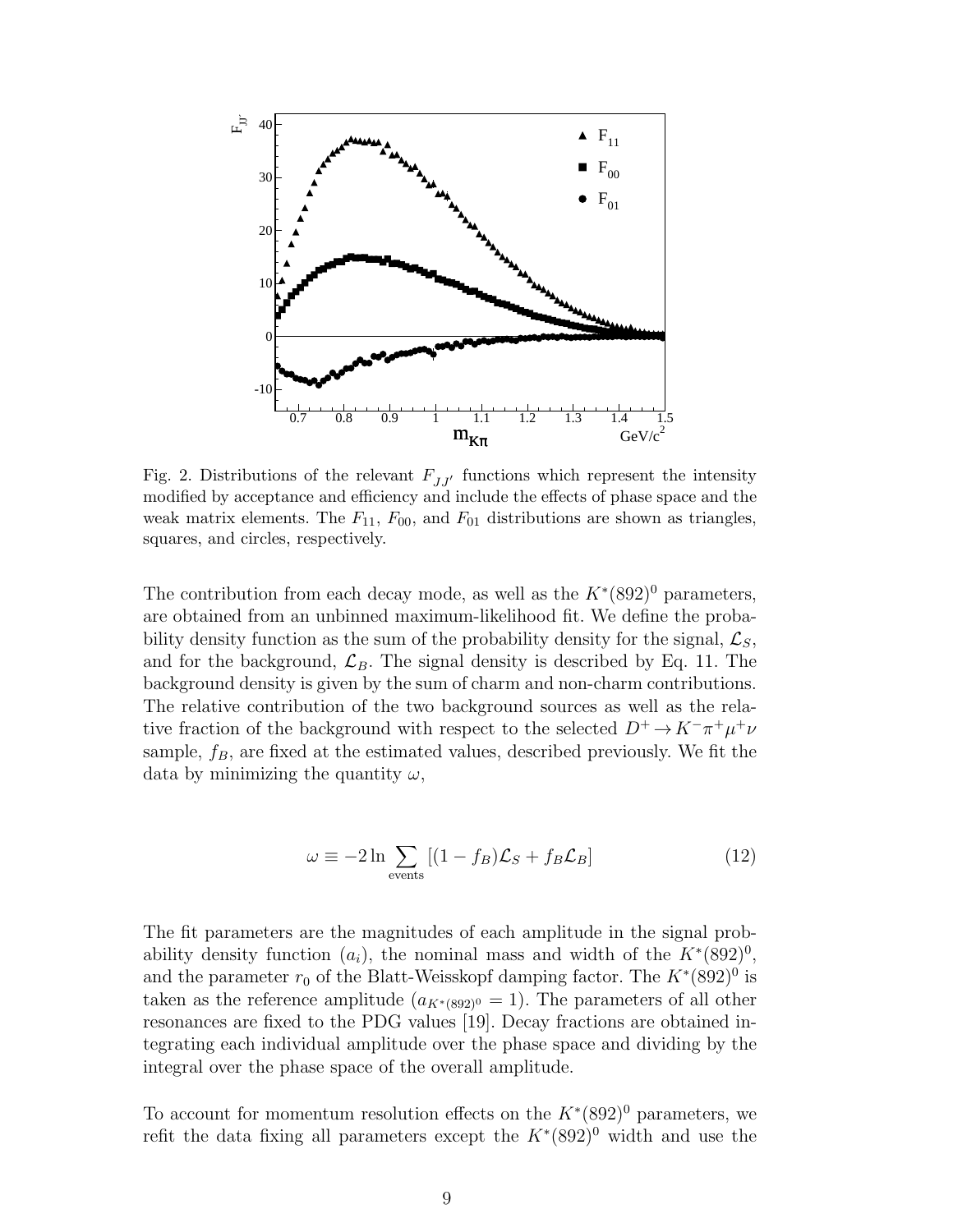Fig. 2. Distributions of the relevant $F_{JJ'}$ functions which represent the intensity modified by acceptance and efficiency and include the effects of phase space and the weak matrix elements. The $F_{11}$, $F_{00}$, and $F_{01}$ distributions are shown as triangles, squares, and circles, respectively.

The contribution from each decay mode, as well as the $K^*(892)^0$ parameters, are obtained from an unbinned maximum-likelihood fit. We define the probability density function as the sum of the probability density for the signal, $\mathcal{L}_S$, and for the background, $\mathcal{L}_B$. The signal density is described by Eq. 11. The background density is given by the sum of charm and non-charm contributions. The relative contribution of the two background sources as well as the relative fraction of the background with respect to the selected $D^+ \to K^-\pi^+\mu^+\nu$ sample, $f_B$, are fixed at the estimated values, described previously. We fit the data by minimizing the quantity $\omega$,

$$\omega \equiv -2 \ln \sum_{\text{events}} [(1 - f_B)\mathcal{L}_S + f_B \mathcal{L}_B] \tag{12}$$

The fit parameters are the magnitudes of each amplitude in the signal probability density function ($a_i$), the nominal mass and width of the $K^*(892)^0$, and the parameter $r_0$ of the Blatt-Weisskopf damping factor. The $K^*(892)^0$ is taken as the reference amplitude ($a_{K^*(892)^0} = 1$). The parameters of all other resonances are fixed to the PDG values [19]. Decay fractions are obtained integrating each individual amplitude over the phase space and dividing by the integral over the phase space of the overall amplitude.

To account for momentum resolution effects on the $K^*(892)^0$ parameters, we refit the data fixing all parameters except the $K^*(892)^0$ width and use the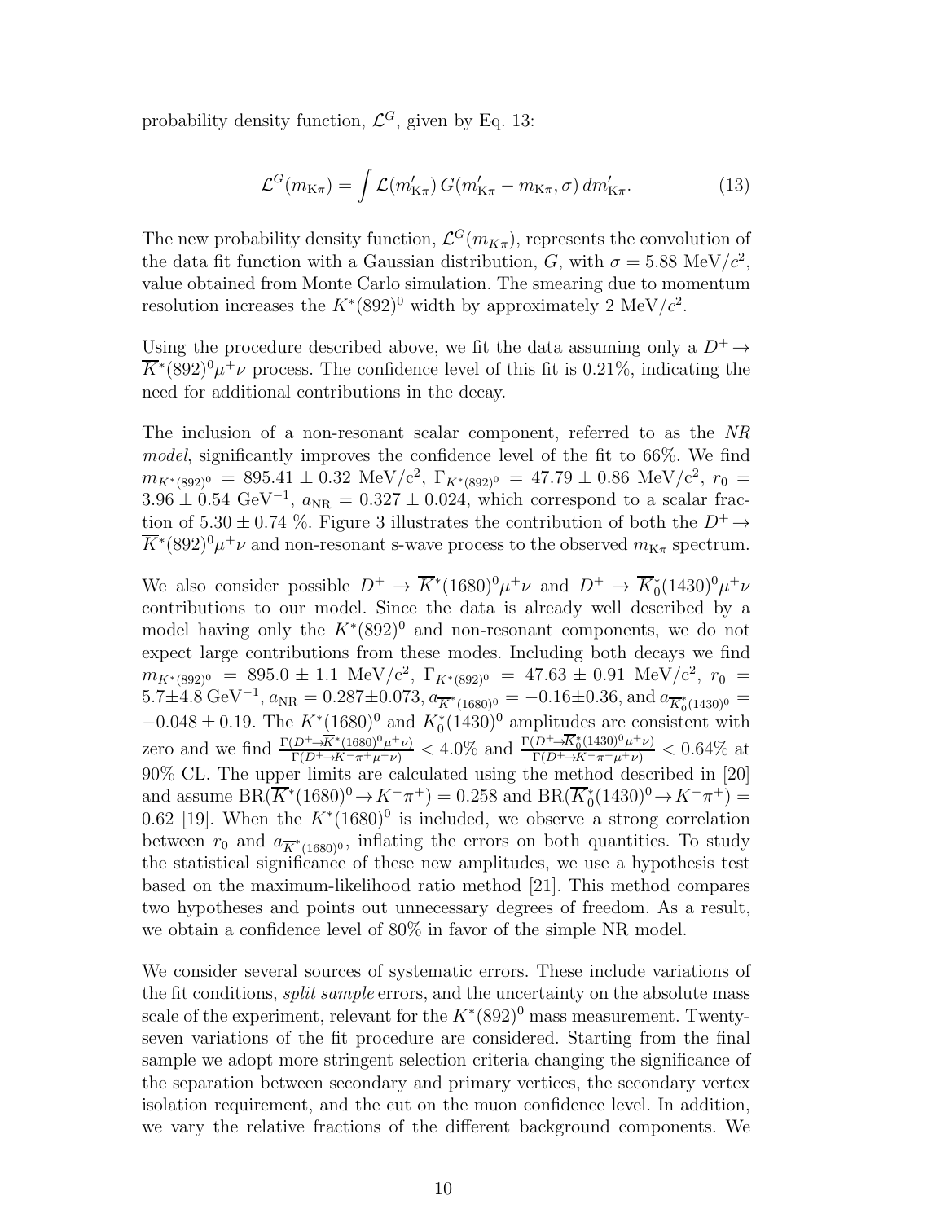probability density function, $\mathcal{L}^G$, given by Eq. 13:

$$\mathcal{L}^G(m_{\mathrm{K}\pi}) = \int \mathcal{L}(m'_{\mathrm{K}\pi})\, G(m'_{\mathrm{K}\pi} - m_{\mathrm{K}\pi}, \sigma)\, dm'_{\mathrm{K}\pi}. \tag{13}$$

The new probability density function, $\mathcal{L}^G(m_{K\pi})$, represents the convolution of the data fit function with a Gaussian distribution, $G$, with $\sigma = 5.88$ MeV/$c^2$, value obtained from Monte Carlo simulation. The smearing due to momentum resolution increases the $K^*(892)^0$ width by approximately 2 MeV/$c^2$.

Using the procedure described above, we fit the data assuming only a $D^+ \to \overline{K}^*(892)^0\mu^+\nu$ process. The confidence level of this fit is 0.21%, indicating the need for additional contributions in the decay.

The inclusion of a non-resonant scalar component, referred to as the *NR model*, significantly improves the confidence level of the fit to 66%. We find $m_{K^*(892)^0} = 895.41 \pm 0.32$ MeV/c$^2$, $\Gamma_{K^*(892)^0} = 47.79 \pm 0.86$ MeV/c$^2$, $r_0 = 3.96 \pm 0.54$ GeV$^{-1}$, $a_{\mathrm{NR}} = 0.327 \pm 0.024$, which correspond to a scalar fraction of $5.30 \pm 0.74$ %. Figure 3 illustrates the contribution of both the $D^+ \to \overline{K}^*(892)^0\mu^+\nu$ and non-resonant s-wave process to the observed $m_{\mathrm{K}\pi}$ spectrum.

We also consider possible $D^+ \to \overline{K}^*(1680)^0\mu^+\nu$ and $D^+ \to \overline{K}^*_0(1430)^0\mu^+\nu$ contributions to our model. Since the data is already well described by a model having only the $K^*(892)^0$ and non-resonant components, we do not expect large contributions from these modes. Including both decays we find $m_{K^*(892)^0} = 895.0 \pm 1.1$ MeV/c$^2$, $\Gamma_{K^*(892)^0} = 47.63 \pm 0.91$ MeV/c$^2$, $r_0 = 5.7 \pm 4.8$ GeV$^{-1}$, $a_{\mathrm{NR}} = 0.287 \pm 0.073$, $a_{\overline{K}^*(1680)^0} = -0.16 \pm 0.36$, and $a_{\overline{K}^*_0(1430)^0} = -0.048 \pm 0.19$. The $K^*(1680)^0$ and $K^*_0(1430)^0$ amplitudes are consistent with zero and we find $\frac{\Gamma(D^+ \to \overline{K}^*(1680)^0\mu^+\nu)}{\Gamma(D^+ \to K^-\pi^+\mu^+\nu)} < 4.0\%$ and $\frac{\Gamma(D^+ \to \overline{K}^*_0(1430)^0\mu^+\nu)}{\Gamma(D^+ \to K^-\pi^+\mu^+\nu)} < 0.64\%$ at 90% CL. The upper limits are calculated using the method described in [20] and assume $\mathrm{BR}(\overline{K}^*(1680)^0 \to K^-\pi^+) = 0.258$ and $\mathrm{BR}(\overline{K}^*_0(1430)^0 \to K^-\pi^+) = 0.62$ [19]. When the $K^*(1680)^0$ is included, we observe a strong correlation between $r_0$ and $a_{\overline{K}^*(1680)^0}$, inflating the errors on both quantities. To study the statistical significance of these new amplitudes, we use a hypothesis test based on the maximum-likelihood ratio method [21]. This method compares two hypotheses and points out unnecessary degrees of freedom. As a result, we obtain a confidence level of 80% in favor of the simple NR model.

We consider several sources of systematic errors. These include variations of the fit conditions, *split sample* errors, and the uncertainty on the absolute mass scale of the experiment, relevant for the $K^*(892)^0$ mass measurement. Twenty-seven variations of the fit procedure are considered. Starting from the final sample we adopt more stringent selection criteria changing the significance of the separation between secondary and primary vertices, the secondary vertex isolation requirement, and the cut on the muon confidence level. In addition, we vary the relative fractions of the different background components. We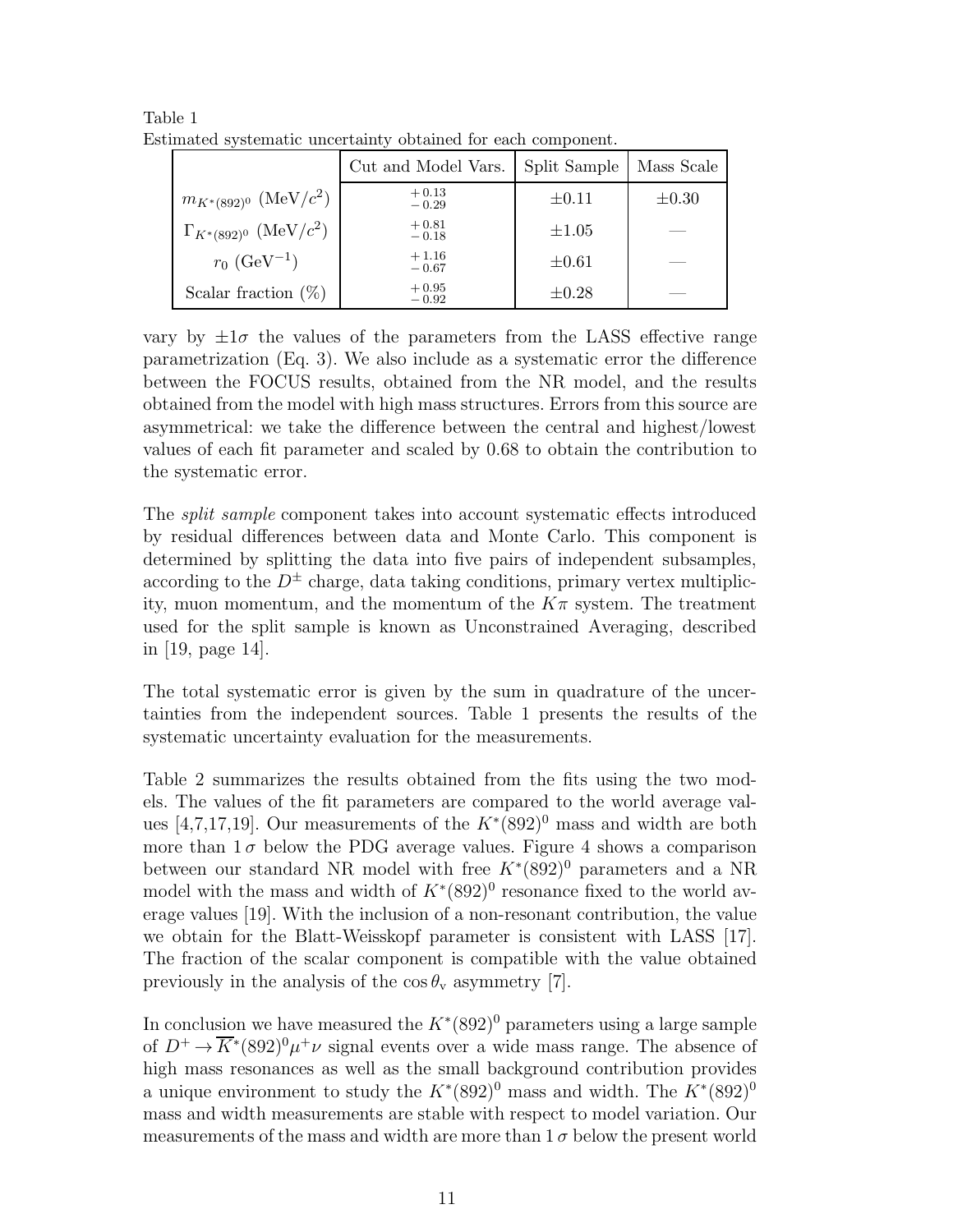Table 1
Estimated systematic uncertainty obtained for each component.

| | Cut and Model Vars. | Split Sample | Mass Scale |
|---|---|---|---|
| $m_{K^*(892)^0}$ (MeV/$c^2$) | $^{+0.13}_{-0.29}$ | $\pm 0.11$ | $\pm 0.30$ |
| $\Gamma_{K^*(892)^0}$ (MeV/$c^2$) | $^{+0.81}_{-0.18}$ | $\pm 1.05$ | — |
| $r_0$ (GeV$^{-1}$) | $^{+1.16}_{-0.67}$ | $\pm 0.61$ | — |
| Scalar fraction (%) | $^{+0.95}_{-0.92}$ | $\pm 0.28$ | — |

vary by $\pm 1\sigma$ the values of the parameters from the LASS effective range parametrization (Eq. 3). We also include as a systematic error the difference between the FOCUS results, obtained from the NR model, and the results obtained from the model with high mass structures. Errors from this source are asymmetrical: we take the difference between the central and highest/lowest values of each fit parameter and scaled by 0.68 to obtain the contribution to the systematic error.

The *split sample* component takes into account systematic effects introduced by residual differences between data and Monte Carlo. This component is determined by splitting the data into five pairs of independent subsamples, according to the $D^{\pm}$ charge, data taking conditions, primary vertex multiplicity, muon momentum, and the momentum of the $K\pi$ system. The treatment used for the split sample is known as Unconstrained Averaging, described in [19, page 14].

The total systematic error is given by the sum in quadrature of the uncertainties from the independent sources. Table 1 presents the results of the systematic uncertainty evaluation for the measurements.

Table 2 summarizes the results obtained from the fits using the two models. The values of the fit parameters are compared to the world average values [4,7,17,19]. Our measurements of the $K^*(892)^0$ mass and width are both more than $1\,\sigma$ below the PDG average values. Figure 4 shows a comparison between our standard NR model with free $K^*(892)^0$ parameters and a NR model with the mass and width of $K^*(892)^0$ resonance fixed to the world average values [19]. With the inclusion of a non-resonant contribution, the value we obtain for the Blatt-Weisskopf parameter is consistent with LASS [17]. The fraction of the scalar component is compatible with the value obtained previously in the analysis of the $\cos\theta_{\rm v}$ asymmetry [7].

In conclusion we have measured the $K^*(892)^0$ parameters using a large sample of $D^+ \to \overline{K}^*(892)^0\mu^+\nu$ signal events over a wide mass range. The absence of high mass resonances as well as the small background contribution provides a unique environment to study the $K^*(892)^0$ mass and width. The $K^*(892)^0$ mass and width measurements are stable with respect to model variation. Our measurements of the mass and width are more than $1\,\sigma$ below the present world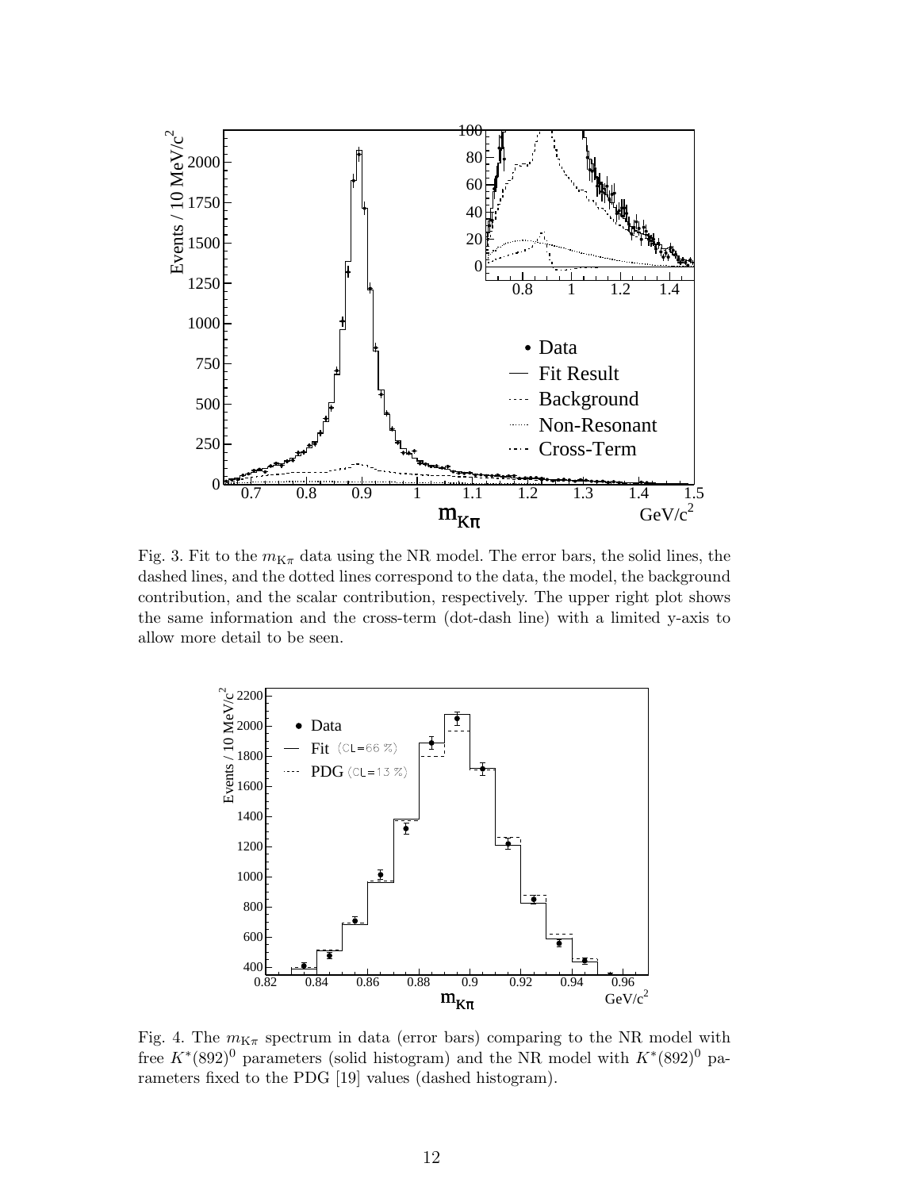Fig. 3. Fit to the $m_{K\pi}$ data using the NR model. The error bars, the solid lines, the dashed lines, and the dotted lines correspond to the data, the model, the background contribution, and the scalar contribution, respectively. The upper right plot shows the same information and the cross-term (dot-dash line) with a limited y-axis to allow more detail to be seen.

Fig. 4. The $m_{K\pi}$ spectrum in data (error bars) comparing to the NR model with free $K^*(892)^0$ parameters (solid histogram) and the NR model with $K^*(892)^0$ parameters fixed to the PDG [19] values (dashed histogram).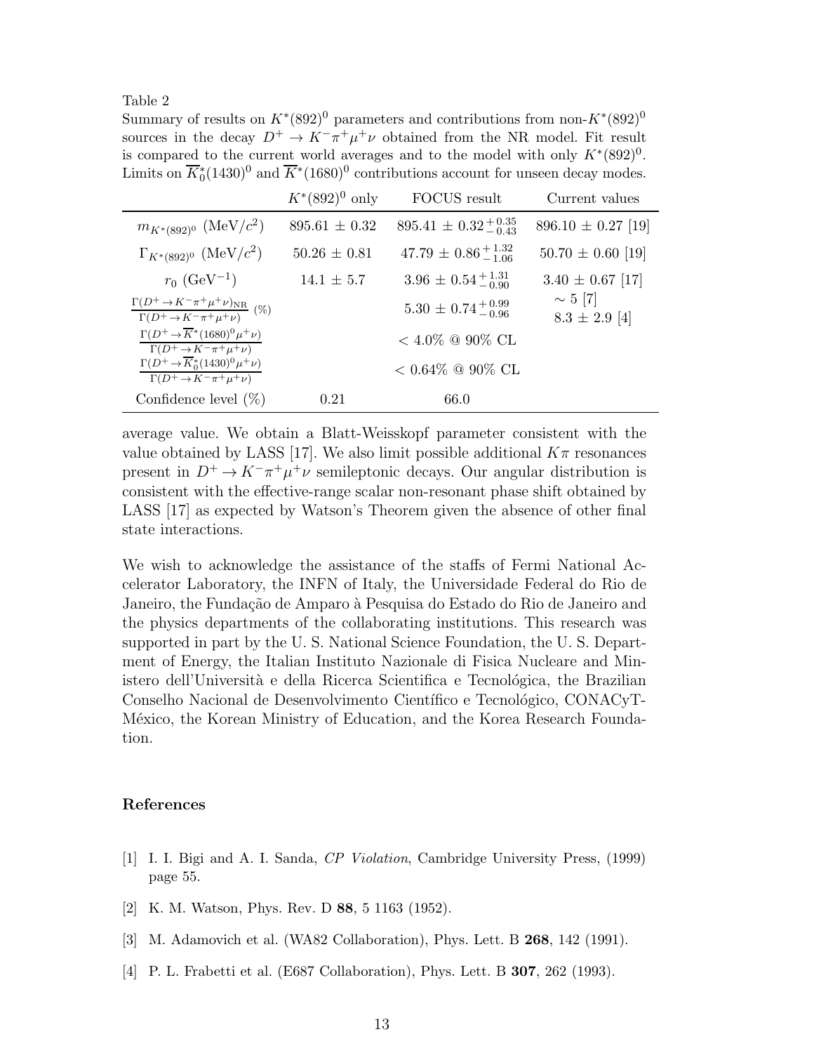Table 2

Summary of results on $K^*(892)^0$ parameters and contributions from non-$K^*(892)^0$ sources in the decay $D^+ \to K^-\pi^+\mu^+\nu$ obtained from the NR model. Fit result is compared to the current world averages and to the model with only $K^*(892)^0$. Limits on $\overline{K}^*_0(1430)^0$ and $\overline{K}^*(1680)^0$ contributions account for unseen decay modes.

| | $K^*(892)^0$ only | FOCUS result | Current values |
|---|---|---|---|
| $m_{K^*(892)^0}$ (MeV/$c^2$) | $895.61 \pm 0.32$ | $895.41 \pm 0.32^{+0.35}_{-0.43}$ | $896.10 \pm 0.27$ [19] |
| $\Gamma_{K^*(892)^0}$ (MeV/$c^2$) | $50.26 \pm 0.81$ | $47.79 \pm 0.86^{+1.32}_{-1.06}$ | $50.70 \pm 0.60$ [19] |
| $r_0$ (GeV$^{-1}$) | $14.1 \pm 5.7$ | $3.96 \pm 0.54^{+1.31}_{-0.90}$ | $3.40 \pm 0.67$ [17] |
| $\frac{\Gamma(D^+\to K^-\pi^+\mu^+\nu)_{\rm NR}}{\Gamma(D^+\to K^-\pi^+\mu^+\nu)}$ (%) | | $5.30 \pm 0.74^{+0.99}_{-0.96}$ | $\sim 5$ [7] $8.3 \pm 2.9$ [4] |
| $\frac{\Gamma(D^+\to \overline{K}^*(1680)^0\mu^+\nu)}{\Gamma(D^+\to K^-\pi^+\mu^+\nu)}$ | | $< 4.0\%$ @ 90% CL | |
| $\frac{\Gamma(D^+\to \overline{K}^*_0(1430)^0\mu^+\nu)}{\Gamma(D^+\to K^-\pi^+\mu^+\nu)}$ | | $< 0.64\%$ @ 90% CL | |
| Confidence level (%) | 0.21 | 66.0 | |

average value. We obtain a Blatt-Weisskopf parameter consistent with the value obtained by LASS [17]. We also limit possible additional $K\pi$ resonances present in $D^+ \to K^-\pi^+\mu^+\nu$ semileptonic decays. Our angular distribution is consistent with the effective-range scalar non-resonant phase shift obtained by LASS [17] as expected by Watson's Theorem given the absence of other final state interactions.

We wish to acknowledge the assistance of the staffs of Fermi National Accelerator Laboratory, the INFN of Italy, the Universidade Federal do Rio de Janeiro, the Fundação de Amparo à Pesquisa do Estado do Rio de Janeiro and the physics departments of the collaborating institutions. This research was supported in part by the U. S. National Science Foundation, the U. S. Department of Energy, the Italian Instituto Nazionale di Fisica Nucleare and Ministero dell'Università e della Ricerca Scientifica e Tecnológica, the Brazilian Conselho Nacional de Desenvolvimento Científico e Tecnológico, CONACyT-México, the Korean Ministry of Education, and the Korea Research Foundation.

## References

[1] I. I. Bigi and A. I. Sanda, *CP Violation*, Cambridge University Press, (1999) page 55.

[2] K. M. Watson, Phys. Rev. D **88**, 5 1163 (1952).

[3] M. Adamovich et al. (WA82 Collaboration), Phys. Lett. B **268**, 142 (1991).

[4] P. L. Frabetti et al. (E687 Collaboration), Phys. Lett. B **307**, 262 (1993).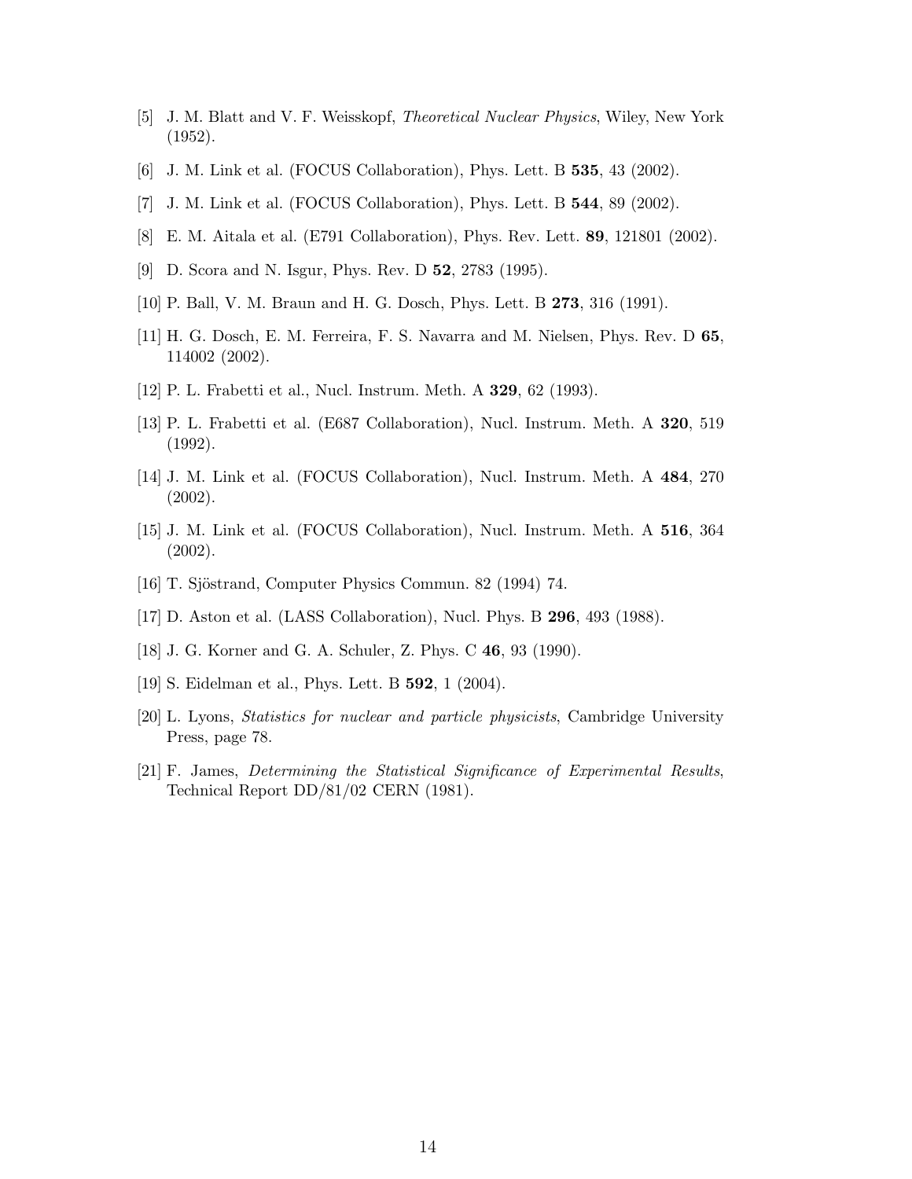[5] J. M. Blatt and V. F. Weisskopf, *Theoretical Nuclear Physics*, Wiley, New York (1952).

[6] J. M. Link et al. (FOCUS Collaboration), Phys. Lett. B **535**, 43 (2002).

[7] J. M. Link et al. (FOCUS Collaboration), Phys. Lett. B **544**, 89 (2002).

[8] E. M. Aitala et al. (E791 Collaboration), Phys. Rev. Lett. **89**, 121801 (2002).

[9] D. Scora and N. Isgur, Phys. Rev. D **52**, 2783 (1995).

[10] P. Ball, V. M. Braun and H. G. Dosch, Phys. Lett. B **273**, 316 (1991).

[11] H. G. Dosch, E. M. Ferreira, F. S. Navarra and M. Nielsen, Phys. Rev. D **65**, 114002 (2002).

[12] P. L. Frabetti et al., Nucl. Instrum. Meth. A **329**, 62 (1993).

[13] P. L. Frabetti et al. (E687 Collaboration), Nucl. Instrum. Meth. A **320**, 519 (1992).

[14] J. M. Link et al. (FOCUS Collaboration), Nucl. Instrum. Meth. A **484**, 270 (2002).

[15] J. M. Link et al. (FOCUS Collaboration), Nucl. Instrum. Meth. A **516**, 364 (2002).

[16] T. Sjöstrand, Computer Physics Commun. 82 (1994) 74.

[17] D. Aston et al. (LASS Collaboration), Nucl. Phys. B **296**, 493 (1988).

[18] J. G. Korner and G. A. Schuler, Z. Phys. C **46**, 93 (1990).

[19] S. Eidelman et al., Phys. Lett. B **592**, 1 (2004).

[20] L. Lyons, *Statistics for nuclear and particle physicists*, Cambridge University Press, page 78.

[21] F. James, *Determining the Statistical Significance of Experimental Results*, Technical Report DD/81/02 CERN (1981).